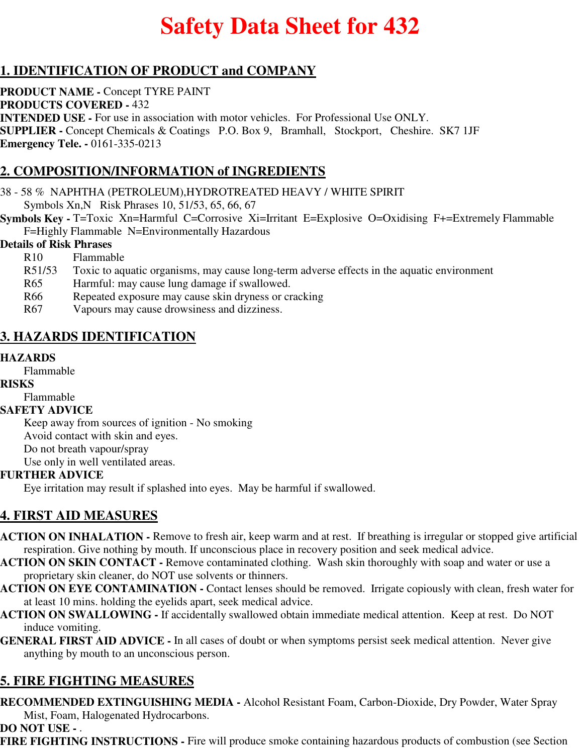# Safety Data Sheet for 432

## 1. IDENTIFICATION OF PRODUCT and COMPANY

**PRODUCT NAME -** Concept TYRE PAINT
**PRODUCTS COVERED -** 432
**INTENDED USE -** For use in association with motor vehicles. For Professional Use ONLY.
**SUPPLIER -** Concept Chemicals & Coatings P.O. Box 9, Bramhall, Stockport, Cheshire. SK7 1JF
**Emergency Tele. -** 0161-335-0213

## 2. COMPOSITION/INFORMATION of INGREDIENTS

38 - 58 % NAPHTHA (PETROLEUM),HYDROTREATED HEAVY / WHITE SPIRIT
Symbols Xn,N Risk Phrases 10, 51/53, 65, 66, 67

**Symbols Key -** T=Toxic Xn=Harmful C=Corrosive Xi=Irritant E=Explosive O=Oxidising F+=Extremely Flammable F=Highly Flammable N=Environmentally Hazardous

**Details of Risk Phrases**

- R10 Flammable
- R51/53 Toxic to aquatic organisms, may cause long-term adverse effects in the aquatic environment
- R65 Harmful: may cause lung damage if swallowed.
- R66 Repeated exposure may cause skin dryness or cracking
- R67 Vapours may cause drowsiness and dizziness.

## 3. HAZARDS IDENTIFICATION

**HAZARDS**
Flammable

**RISKS**
Flammable

**SAFETY ADVICE**
Keep away from sources of ignition - No smoking
Avoid contact with skin and eyes.
Do not breath vapour/spray
Use only in well ventilated areas.

**FURTHER ADVICE**
Eye irritation may result if splashed into eyes. May be harmful if swallowed.

## 4. FIRST AID MEASURES

**ACTION ON INHALATION -** Remove to fresh air, keep warm and at rest. If breathing is irregular or stopped give artificial respiration. Give nothing by mouth. If unconscious place in recovery position and seek medical advice.

**ACTION ON SKIN CONTACT -** Remove contaminated clothing. Wash skin thoroughly with soap and water or use a proprietary skin cleaner, do NOT use solvents or thinners.

**ACTION ON EYE CONTAMINATION -** Contact lenses should be removed. Irrigate copiously with clean, fresh water for at least 10 mins. holding the eyelids apart, seek medical advice.

**ACTION ON SWALLOWING -** If accidentally swallowed obtain immediate medical attention. Keep at rest. Do NOT induce vomiting.

**GENERAL FIRST AID ADVICE -** In all cases of doubt or when symptoms persist seek medical attention. Never give anything by mouth to an unconscious person.

## 5. FIRE FIGHTING MEASURES

**RECOMMENDED EXTINGUISHING MEDIA -** Alcohol Resistant Foam, Carbon-Dioxide, Dry Powder, Water Spray Mist, Foam, Halogenated Hydrocarbons.

**DO NOT USE -** .

**FIRE FIGHTING INSTRUCTIONS -** Fire will produce smoke containing hazardous products of combustion (see Section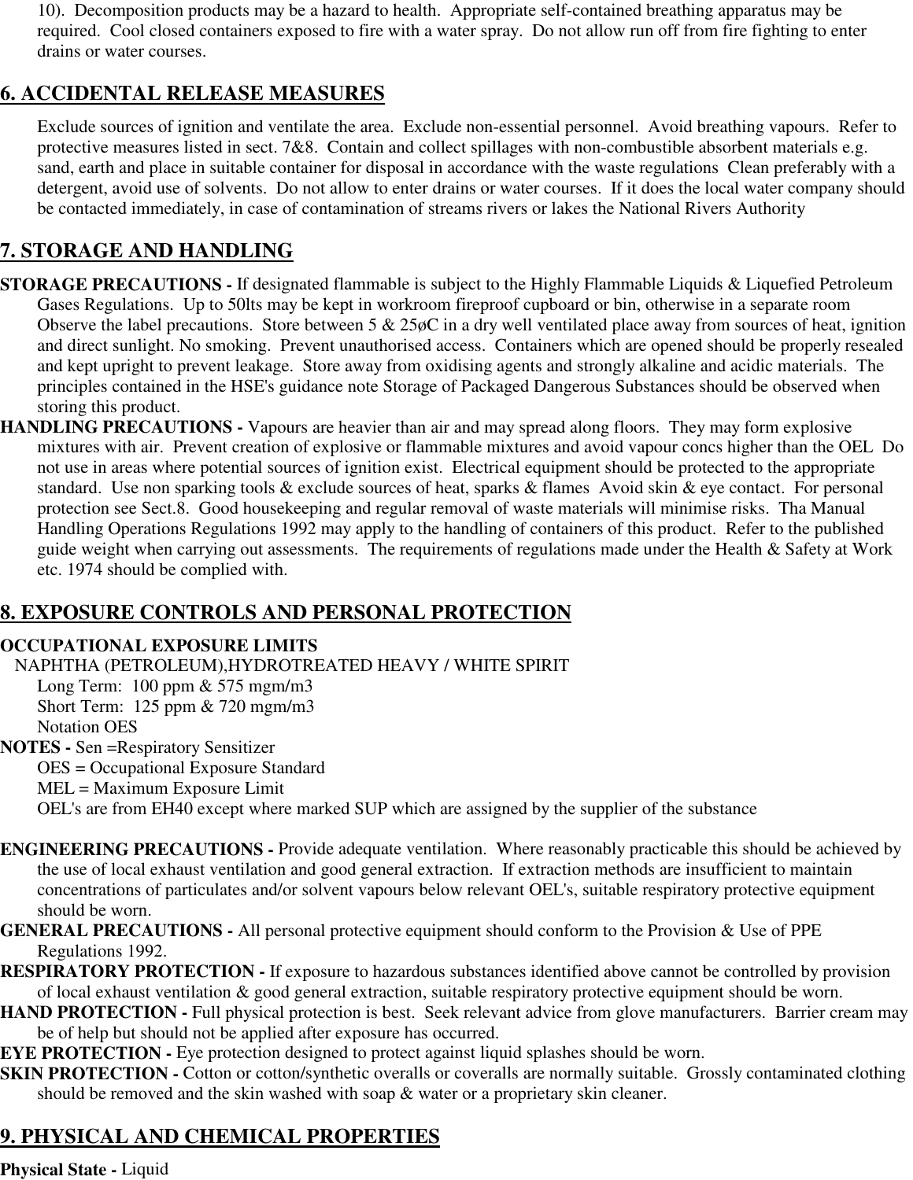10). Decomposition products may be a hazard to health. Appropriate self-contained breathing apparatus may be required. Cool closed containers exposed to fire with a water spray. Do not allow run off from fire fighting to enter drains or water courses.

## 6. ACCIDENTAL RELEASE MEASURES

Exclude sources of ignition and ventilate the area. Exclude non-essential personnel. Avoid breathing vapours. Refer to protective measures listed in sect. 7&8. Contain and collect spillages with non-combustible absorbent materials e.g. sand, earth and place in suitable container for disposal in accordance with the waste regulations Clean preferably with a detergent, avoid use of solvents. Do not allow to enter drains or water courses. If it does the local water company should be contacted immediately, in case of contamination of streams rivers or lakes the National Rivers Authority

## 7. STORAGE AND HANDLING

**STORAGE PRECAUTIONS -** If designated flammable is subject to the Highly Flammable Liquids & Liquefied Petroleum Gases Regulations. Up to 50lts may be kept in workroom fireproof cupboard or bin, otherwise in a separate room Observe the label precautions. Store between 5 & 25øC in a dry well ventilated place away from sources of heat, ignition and direct sunlight. No smoking. Prevent unauthorised access. Containers which are opened should be properly resealed and kept upright to prevent leakage. Store away from oxidising agents and strongly alkaline and acidic materials. The principles contained in the HSE's guidance note Storage of Packaged Dangerous Substances should be observed when storing this product.

**HANDLING PRECAUTIONS -** Vapours are heavier than air and may spread along floors. They may form explosive mixtures with air. Prevent creation of explosive or flammable mixtures and avoid vapour concs higher than the OEL Do not use in areas where potential sources of ignition exist. Electrical equipment should be protected to the appropriate standard. Use non sparking tools & exclude sources of heat, sparks & flames Avoid skin & eye contact. For personal protection see Sect.8. Good housekeeping and regular removal of waste materials will minimise risks. Tha Manual Handling Operations Regulations 1992 may apply to the handling of containers of this product. Refer to the published guide weight when carrying out assessments. The requirements of regulations made under the Health & Safety at Work etc. 1974 should be complied with.

## 8. EXPOSURE CONTROLS AND PERSONAL PROTECTION

**OCCUPATIONAL EXPOSURE LIMITS**

NAPHTHA (PETROLEUM),HYDROTREATED HEAVY / WHITE SPIRIT

Long Term: 100 ppm & 575 mgm/m3
Short Term: 125 ppm & 720 mgm/m3
Notation OES

**NOTES -** Sen =Respiratory Sensitizer
OES = Occupational Exposure Standard
MEL = Maximum Exposure Limit
OEL's are from EH40 except where marked SUP which are assigned by the supplier of the substance

**ENGINEERING PRECAUTIONS -** Provide adequate ventilation. Where reasonably practicable this should be achieved by the use of local exhaust ventilation and good general extraction. If extraction methods are insufficient to maintain concentrations of particulates and/or solvent vapours below relevant OEL's, suitable respiratory protective equipment should be worn.

**GENERAL PRECAUTIONS -** All personal protective equipment should conform to the Provision & Use of PPE Regulations 1992.

**RESPIRATORY PROTECTION -** If exposure to hazardous substances identified above cannot be controlled by provision of local exhaust ventilation & good general extraction, suitable respiratory protective equipment should be worn.

**HAND PROTECTION -** Full physical protection is best. Seek relevant advice from glove manufacturers. Barrier cream may be of help but should not be applied after exposure has occurred.

**EYE PROTECTION -** Eye protection designed to protect against liquid splashes should be worn.

**SKIN PROTECTION -** Cotton or cotton/synthetic overalls or coveralls are normally suitable. Grossly contaminated clothing should be removed and the skin washed with soap & water or a proprietary skin cleaner.

## 9. PHYSICAL AND CHEMICAL PROPERTIES

**Physical State -** Liquid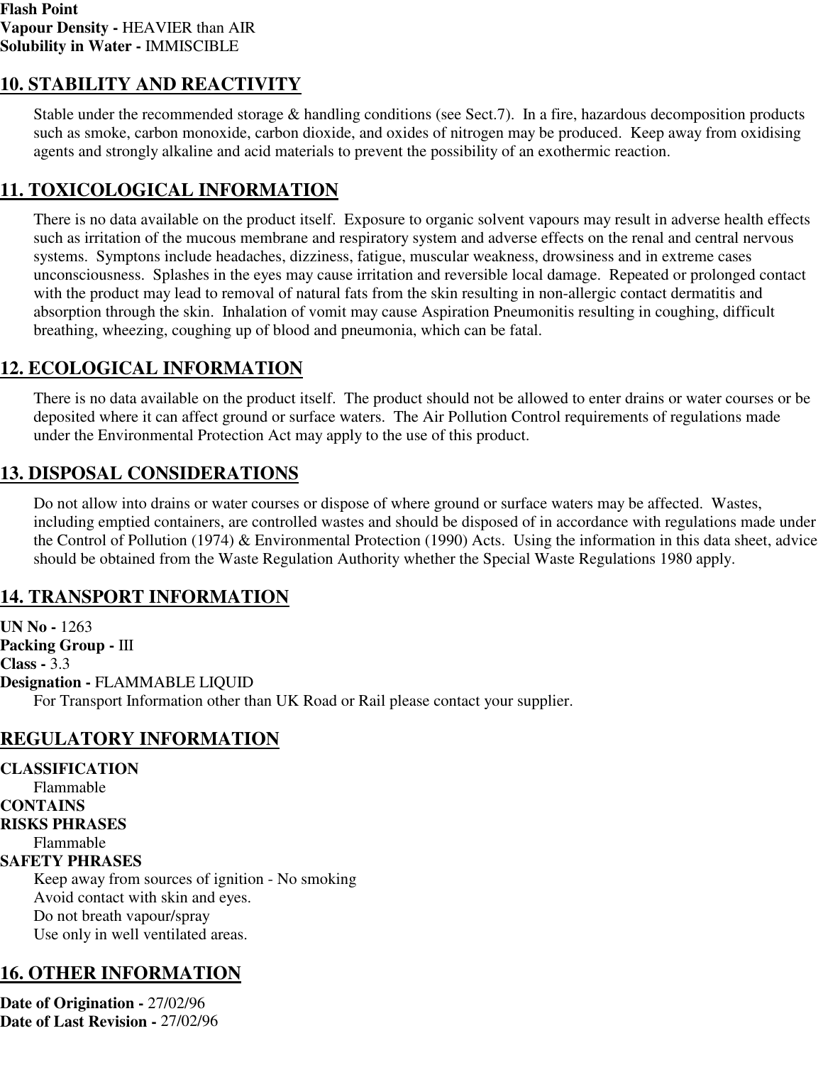**Flash Point**
**Vapour Density -** HEAVIER than AIR
**Solubility in Water -** IMMISCIBLE

## 10. STABILITY AND REACTIVITY

Stable under the recommended storage & handling conditions (see Sect.7). In a fire, hazardous decomposition products such as smoke, carbon monoxide, carbon dioxide, and oxides of nitrogen may be produced. Keep away from oxidising agents and strongly alkaline and acid materials to prevent the possibility of an exothermic reaction.

## 11. TOXICOLOGICAL INFORMATION

There is no data available on the product itself. Exposure to organic solvent vapours may result in adverse health effects such as irritation of the mucous membrane and respiratory system and adverse effects on the renal and central nervous systems. Symptons include headaches, dizziness, fatigue, muscular weakness, drowsiness and in extreme cases unconsciousness. Splashes in the eyes may cause irritation and reversible local damage. Repeated or prolonged contact with the product may lead to removal of natural fats from the skin resulting in non-allergic contact dermatitis and absorption through the skin. Inhalation of vomit may cause Aspiration Pneumonitis resulting in coughing, difficult breathing, wheezing, coughing up of blood and pneumonia, which can be fatal.

## 12. ECOLOGICAL INFORMATION

There is no data available on the product itself. The product should not be allowed to enter drains or water courses or be deposited where it can affect ground or surface waters. The Air Pollution Control requirements of regulations made under the Environmental Protection Act may apply to the use of this product.

## 13. DISPOSAL CONSIDERATIONS

Do not allow into drains or water courses or dispose of where ground or surface waters may be affected. Wastes, including emptied containers, are controlled wastes and should be disposed of in accordance with regulations made under the Control of Pollution (1974) & Environmental Protection (1990) Acts. Using the information in this data sheet, advice should be obtained from the Waste Regulation Authority whether the Special Waste Regulations 1980 apply.

## 14. TRANSPORT INFORMATION

**UN No -** 1263
**Packing Group -** III
**Class -** 3.3
**Designation -** FLAMMABLE LIQUID

For Transport Information other than UK Road or Rail please contact your supplier.

## REGULATORY INFORMATION

**CLASSIFICATION**

Flammable

**CONTAINS**

**RISKS PHRASES**

Flammable

**SAFETY PHRASES**

Keep away from sources of ignition - No smoking
Avoid contact with skin and eyes.
Do not breath vapour/spray
Use only in well ventilated areas.

## 16. OTHER INFORMATION

**Date of Origination -** 27/02/96
**Date of Last Revision -** 27/02/96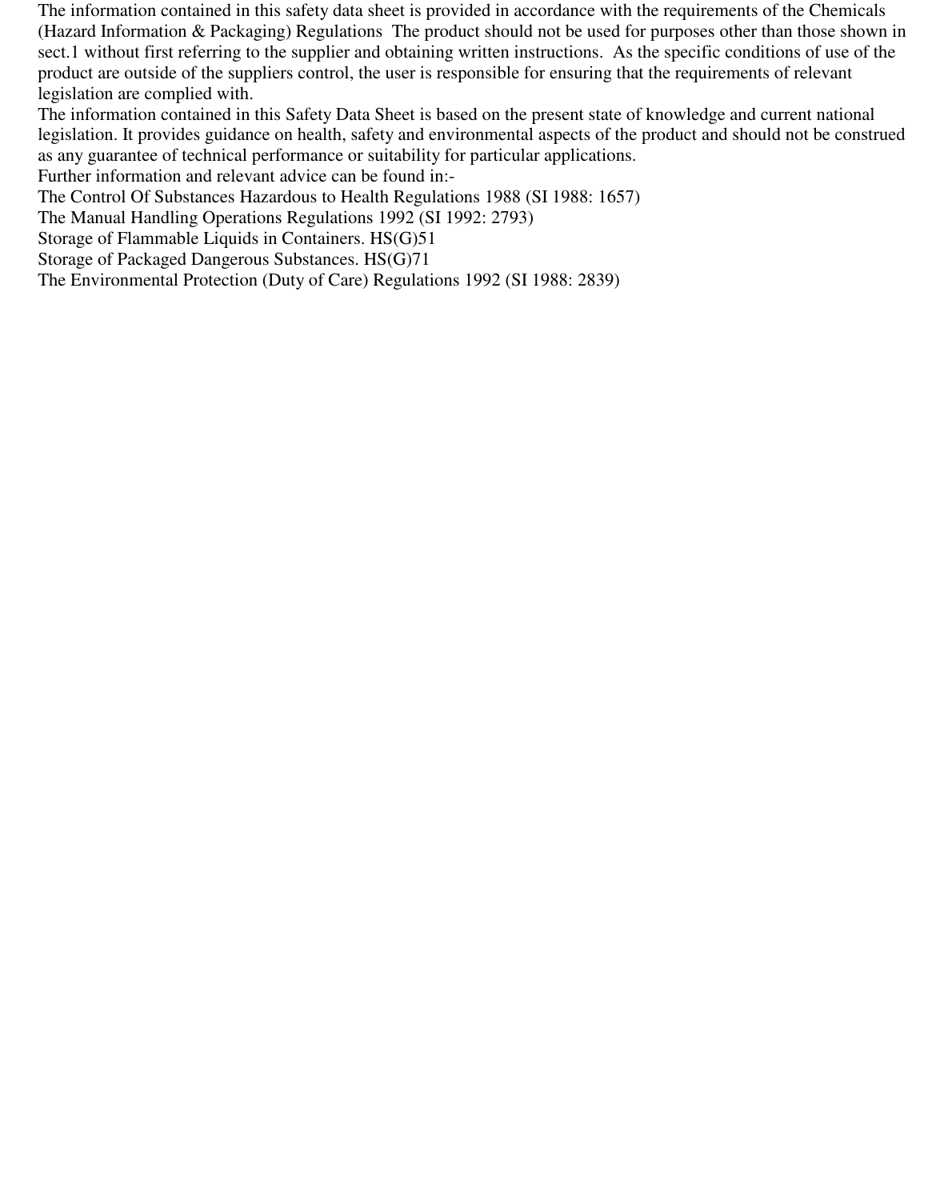The information contained in this safety data sheet is provided in accordance with the requirements of the Chemicals (Hazard Information & Packaging) Regulations  The product should not be used for purposes other than those shown in sect.1 without first referring to the supplier and obtaining written instructions.  As the specific conditions of use of the product are outside of the suppliers control, the user is responsible for ensuring that the requirements of relevant legislation are complied with.

The information contained in this Safety Data Sheet is based on the present state of knowledge and current national legislation. It provides guidance on health, safety and environmental aspects of the product and should not be construed as any guarantee of technical performance or suitability for particular applications.

Further information and relevant advice can be found in:-

The Control Of Substances Hazardous to Health Regulations 1988 (SI 1988: 1657)

The Manual Handling Operations Regulations 1992 (SI 1992: 2793)

Storage of Flammable Liquids in Containers. HS(G)51

Storage of Packaged Dangerous Substances. HS(G)71

The Environmental Protection (Duty of Care) Regulations 1992 (SI 1988: 2839)